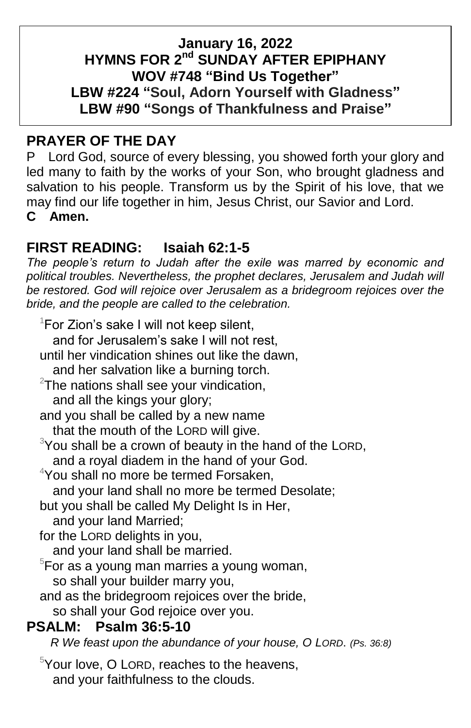**January 16, 2022**
**HYMNS FOR 2nd SUNDAY AFTER EPIPHANY**
**WOV #748 "Bind Us Together"**
**LBW #224 "Soul, Adorn Yourself with Gladness"**
**LBW #90 "Songs of Thankfulness and Praise"**

## PRAYER OF THE DAY

P Lord God, source of every blessing, you showed forth your glory and led many to faith by the works of your Son, who brought gladness and salvation to his people. Transform us by the Spirit of his love, that we may find our life together in him, Jesus Christ, our Savior and Lord.
**C Amen.**

## FIRST READING: Isaiah 62:1-5

*The people's return to Judah after the exile was marred by economic and political troubles. Nevertheless, the prophet declares, Jerusalem and Judah will be restored. God will rejoice over Jerusalem as a bridegroom rejoices over the bride, and the people are called to the celebration.*

[1]For Zion's sake I will not keep silent,
and for Jerusalem's sake I will not rest,
until her vindication shines out like the dawn,
and her salvation like a burning torch.
[2]The nations shall see your vindication,
and all the kings your glory;
and you shall be called by a new name
that the mouth of the LORD will give.
[3]You shall be a crown of beauty in the hand of the LORD,
and a royal diadem in the hand of your God.
[4]You shall no more be termed Forsaken,
and your land shall no more be termed Desolate;
but you shall be called My Delight Is in Her,
and your land Married;
for the LORD delights in you,
and your land shall be married.
[5]For as a young man marries a young woman,
so shall your builder marry you,
and as the bridegroom rejoices over the bride,
so shall your God rejoice over you.

## PSALM: Psalm 36:5-10

*R We feast upon the abundance of your house, O LORD. (Ps. 36:8)*

[5]Your love, O LORD, reaches to the heavens,
and your faithfulness to the clouds.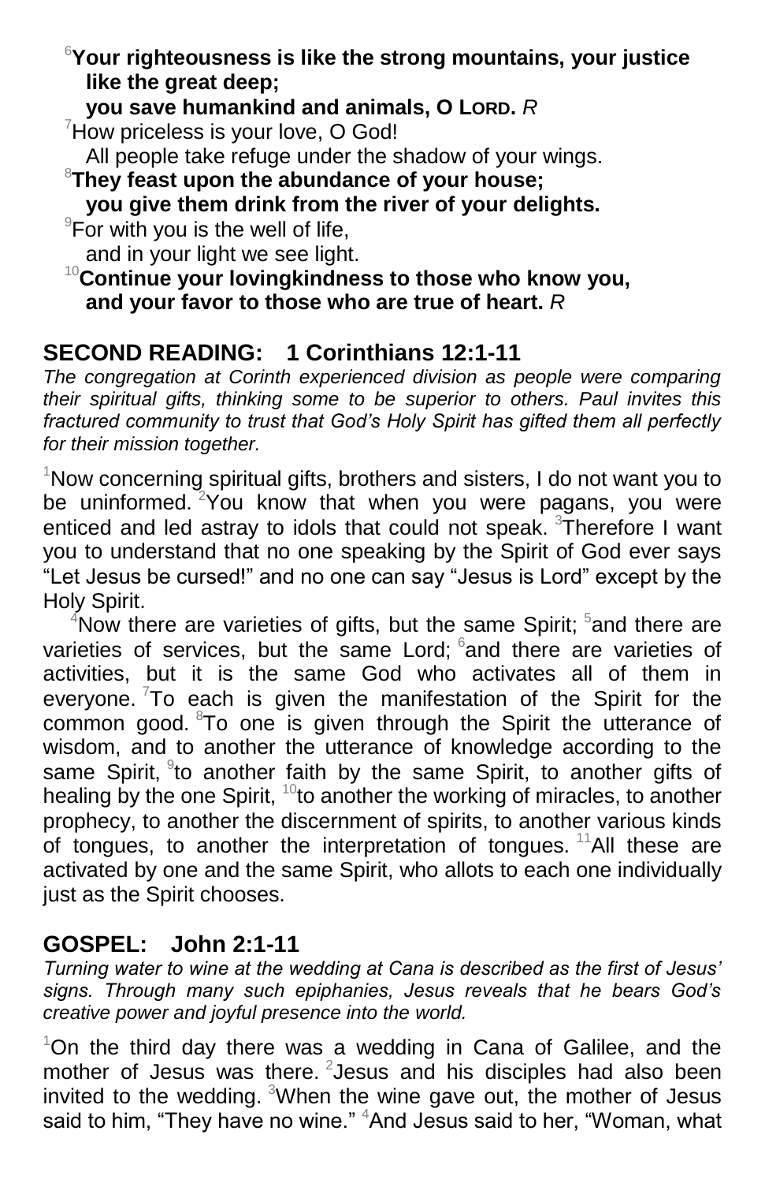[6]**Your righteousness is like the strong mountains, your justice like the great deep;**
**you save humankind and animals, O LORD.** *R*

[7]How priceless is your love, O God!
All people take refuge under the shadow of your wings.

[8]**They feast upon the abundance of your house;**
**you give them drink from the river of your delights.**

[9]For with you is the well of life,
and in your light we see light.

[10]**Continue your lovingkindness to those who know you,**
**and your favor to those who are true of heart.** *R*

## SECOND READING: 1 Corinthians 12:1-11

*The congregation at Corinth experienced division as people were comparing their spiritual gifts, thinking some to be superior to others. Paul invites this fractured community to trust that God's Holy Spirit has gifted them all perfectly for their mission together.*

[1]Now concerning spiritual gifts, brothers and sisters, I do not want you to be uninformed. [2]You know that when you were pagans, you were enticed and led astray to idols that could not speak. [3]Therefore I want you to understand that no one speaking by the Spirit of God ever says "Let Jesus be cursed!" and no one can say "Jesus is Lord" except by the Holy Spirit.

[4]Now there are varieties of gifts, but the same Spirit; [5]and there are varieties of services, but the same Lord; [6]and there are varieties of activities, but it is the same God who activates all of them in everyone. [7]To each is given the manifestation of the Spirit for the common good. [8]To one is given through the Spirit the utterance of wisdom, and to another the utterance of knowledge according to the same Spirit, [9]to another faith by the same Spirit, to another gifts of healing by the one Spirit, [10]to another the working of miracles, to another prophecy, to another the discernment of spirits, to another various kinds of tongues, to another the interpretation of tongues. [11]All these are activated by one and the same Spirit, who allots to each one individually just as the Spirit chooses.

## GOSPEL: John 2:1-11

*Turning water to wine at the wedding at Cana is described as the first of Jesus' signs. Through many such epiphanies, Jesus reveals that he bears God's creative power and joyful presence into the world.*

[1]On the third day there was a wedding in Cana of Galilee, and the mother of Jesus was there. [2]Jesus and his disciples had also been invited to the wedding. [3]When the wine gave out, the mother of Jesus said to him, "They have no wine." [4]And Jesus said to her, "Woman, what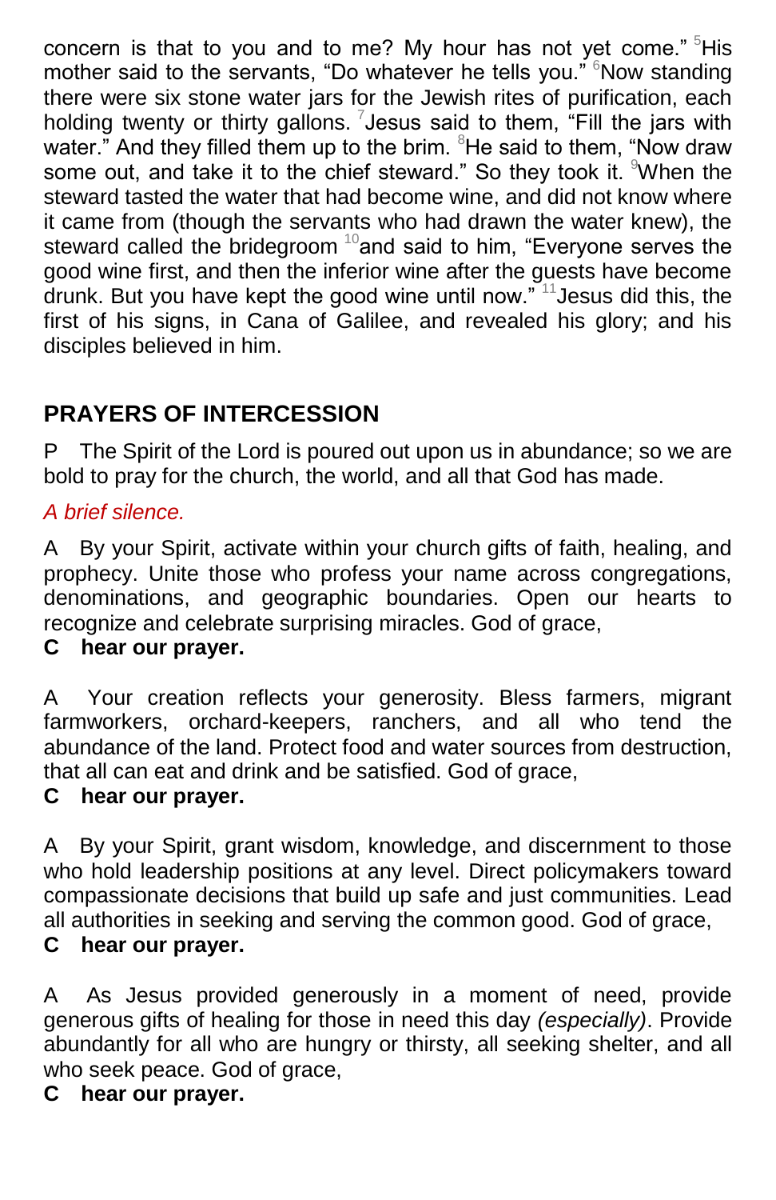concern is that to you and to me? My hour has not yet come." [5]His mother said to the servants, "Do whatever he tells you." [6]Now standing there were six stone water jars for the Jewish rites of purification, each holding twenty or thirty gallons. [7]Jesus said to them, "Fill the jars with water." And they filled them up to the brim. [8]He said to them, "Now draw some out, and take it to the chief steward." So they took it. [9]When the steward tasted the water that had become wine, and did not know where it came from (though the servants who had drawn the water knew), the steward called the bridegroom [10]and said to him, "Everyone serves the good wine first, and then the inferior wine after the guests have become drunk. But you have kept the good wine until now." [11]Jesus did this, the first of his signs, in Cana of Galilee, and revealed his glory; and his disciples believed in him.

## PRAYERS OF INTERCESSION

P The Spirit of the Lord is poured out upon us in abundance; so we are bold to pray for the church, the world, and all that God has made.

*A brief silence.*

A By your Spirit, activate within your church gifts of faith, healing, and prophecy. Unite those who profess your name across congregations, denominations, and geographic boundaries. Open our hearts to recognize and celebrate surprising miracles. God of grace,
**C hear our prayer.**

A Your creation reflects your generosity. Bless farmers, migrant farmworkers, orchard-keepers, ranchers, and all who tend the abundance of the land. Protect food and water sources from destruction, that all can eat and drink and be satisfied. God of grace,
**C hear our prayer.**

A By your Spirit, grant wisdom, knowledge, and discernment to those who hold leadership positions at any level. Direct policymakers toward compassionate decisions that build up safe and just communities. Lead all authorities in seeking and serving the common good. God of grace,
**C hear our prayer.**

A As Jesus provided generously in a moment of need, provide generous gifts of healing for those in need this day *(especially)*. Provide abundantly for all who are hungry or thirsty, all seeking shelter, and all who seek peace. God of grace,
**C hear our prayer.**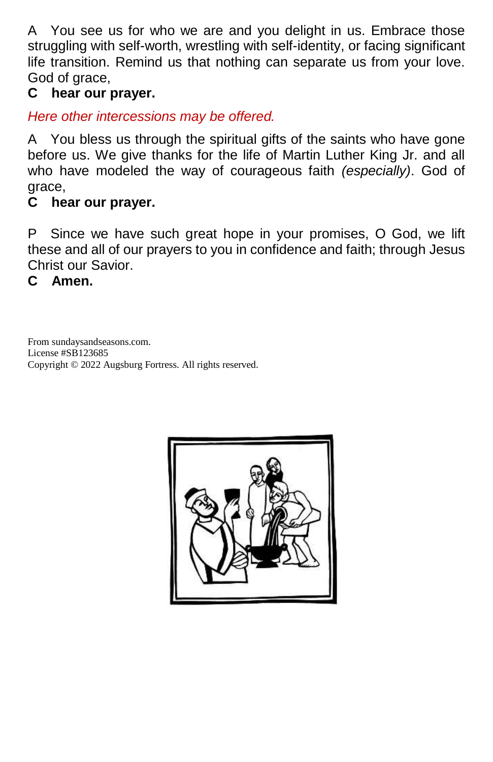A You see us for who we are and you delight in us. Embrace those struggling with self-worth, wrestling with self-identity, or facing significant life transition. Remind us that nothing can separate us from your love. God of grace,

**C hear our prayer.**

*Here other intercessions may be offered.*

A You bless us through the spiritual gifts of the saints who have gone before us. We give thanks for the life of Martin Luther King Jr. and all who have modeled the way of courageous faith *(especially)*. God of grace,

**C hear our prayer.**

P Since we have such great hope in your promises, O God, we lift these and all of our prayers to you in confidence and faith; through Jesus Christ our Savior.

**C Amen.**

From sundaysandseasons.com.
License #SB123685
Copyright © 2022 Augsburg Fortress. All rights reserved.